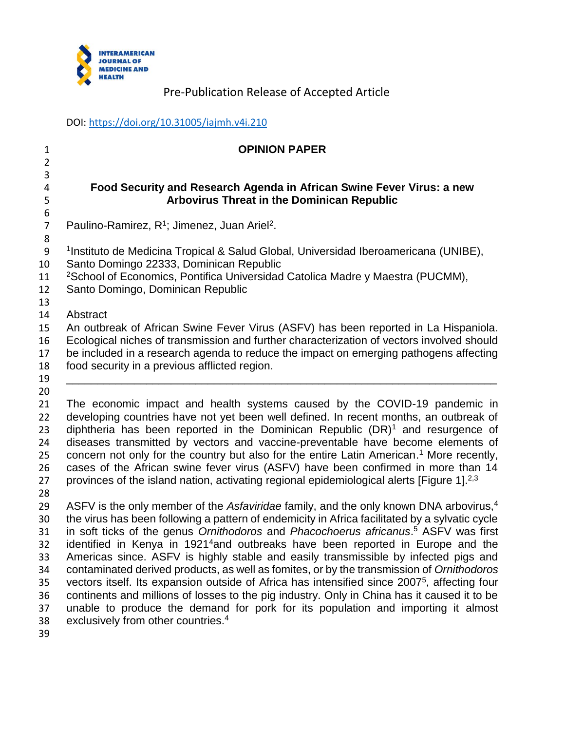Pre-Publication Release of Accepted Article

DOI: https://doi.org/10.31005/iajmh.v4i.210

**OPINION PAPER**

# Food Security and Research Agenda in African Swine Fever Virus: a new Arbovirus Threat in the Dominican Republic

Paulino-Ramirez, R[1]; Jimenez, Juan Ariel[2].

[1]Instituto de Medicina Tropical & Salud Global, Universidad Iberoamericana (UNIBE), Santo Domingo 22333, Dominican Republic

[2]School of Economics, Pontifica Universidad Catolica Madre y Maestra (PUCMM), Santo Domingo, Dominican Republic

Abstract

An outbreak of African Swine Fever Virus (ASFV) has been reported in La Hispaniola. Ecological niches of transmission and further characterization of vectors involved should be included in a research agenda to reduce the impact on emerging pathogens affecting food security in a previous afflicted region.

---

The economic impact and health systems caused by the COVID-19 pandemic in developing countries have not yet been well defined. In recent months, an outbreak of diphtheria has been reported in the Dominican Republic (DR)[1] and resurgence of diseases transmitted by vectors and vaccine-preventable have become elements of concern not only for the country but also for the entire Latin American.[1] More recently, cases of the African swine fever virus (ASFV) have been confirmed in more than 14 provinces of the island nation, activating regional epidemiological alerts [Figure 1].[2,3]

ASFV is the only member of the *Asfaviridae* family, and the only known DNA arbovirus,[4] the virus has been following a pattern of endemicity in Africa facilitated by a sylvatic cycle in soft ticks of the genus *Ornithodoros* and *Phacochoerus africanus*.[5] ASFV was first identified in Kenya in 1921[4]and outbreaks have been reported in Europe and the Americas since. ASFV is highly stable and easily transmissible by infected pigs and contaminated derived products, as well as fomites, or by the transmission of *Ornithodoros* vectors itself. Its expansion outside of Africa has intensified since 2007[5], affecting four continents and millions of losses to the pig industry. Only in China has it caused it to be unable to produce the demand for pork for its population and importing it almost exclusively from other countries.[4]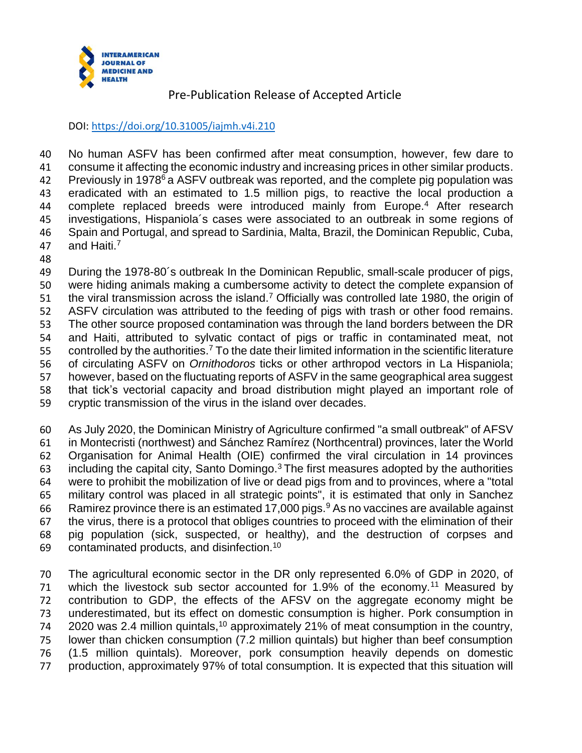No human ASFV has been confirmed after meat consumption, however, few dare to consume it affecting the economic industry and increasing prices in other similar products. Previously in 1978[6] a ASFV outbreak was reported, and the complete pig population was eradicated with an estimated to 1.5 million pigs, to reactive the local production a complete replaced breeds were introduced mainly from Europe.[4] After research investigations, Hispaniola´s cases were associated to an outbreak in some regions of Spain and Portugal, and spread to Sardinia, Malta, Brazil, the Dominican Republic, Cuba, and Haiti.[7]

During the 1978-80´s outbreak In the Dominican Republic, small-scale producer of pigs, were hiding animals making a cumbersome activity to detect the complete expansion of the viral transmission across the island.[7] Officially was controlled late 1980, the origin of ASFV circulation was attributed to the feeding of pigs with trash or other food remains. The other source proposed contamination was through the land borders between the DR and Haiti, attributed to sylvatic contact of pigs or traffic in contaminated meat, not controlled by the authorities.[7] To the date their limited information in the scientific literature of circulating ASFV on *Ornithodoros* ticks or other arthropod vectors in La Hispaniola; however, based on the fluctuating reports of ASFV in the same geographical area suggest that tick's vectorial capacity and broad distribution might played an important role of cryptic transmission of the virus in the island over decades.

As July 2020, the Dominican Ministry of Agriculture confirmed "a small outbreak" of AFSV in Montecristi (northwest) and Sánchez Ramírez (Northcentral) provinces, later the World Organisation for Animal Health (OIE) confirmed the viral circulation in 14 provinces including the capital city, Santo Domingo.[3] The first measures adopted by the authorities were to prohibit the mobilization of live or dead pigs from and to provinces, where a "total military control was placed in all strategic points", it is estimated that only in Sanchez Ramirez province there is an estimated 17,000 pigs.[9] As no vaccines are available against the virus, there is a protocol that obliges countries to proceed with the elimination of their pig population (sick, suspected, or healthy), and the destruction of corpses and contaminated products, and disinfection.[10]

The agricultural economic sector in the DR only represented 6.0% of GDP in 2020, of which the livestock sub sector accounted for 1.9% of the economy.[11] Measured by contribution to GDP, the effects of the AFSV on the aggregate economy might be underestimated, but its effect on domestic consumption is higher. Pork consumption in 2020 was 2.4 million quintals,[10] approximately 21% of meat consumption in the country, lower than chicken consumption (7.2 million quintals) but higher than beef consumption (1.5 million quintals). Moreover, pork consumption heavily depends on domestic production, approximately 97% of total consumption. It is expected that this situation will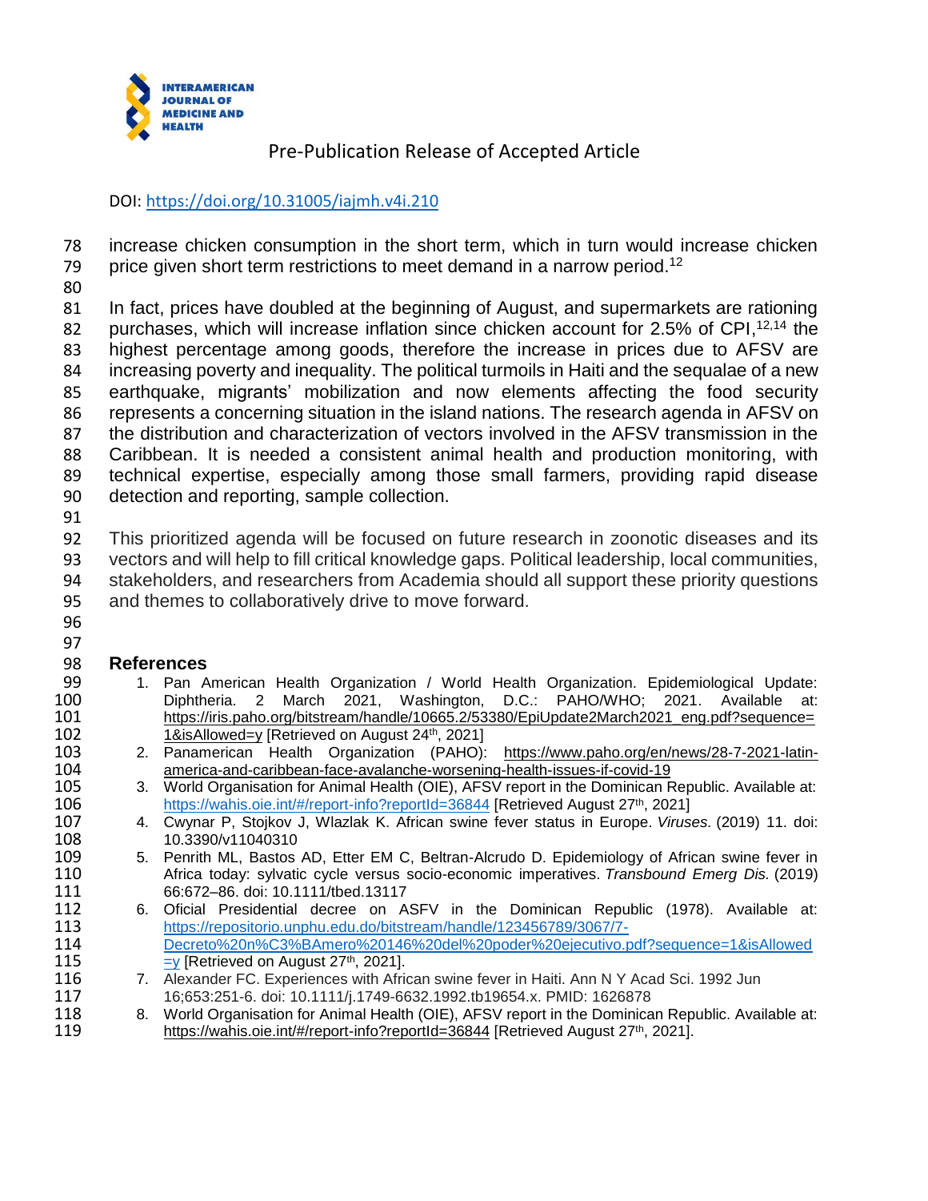increase chicken consumption in the short term, which in turn would increase chicken price given short term restrictions to meet demand in a narrow period.[12]

In fact, prices have doubled at the beginning of August, and supermarkets are rationing purchases, which will increase inflation since chicken account for 2.5% of CPI,[12,14] the highest percentage among goods, therefore the increase in prices due to AFSV are increasing poverty and inequality. The political turmoils in Haiti and the sequalae of a new earthquake, migrants' mobilization and now elements affecting the food security represents a concerning situation in the island nations. The research agenda in AFSV on the distribution and characterization of vectors involved in the AFSV transmission in the Caribbean. It is needed a consistent animal health and production monitoring, with technical expertise, especially among those small farmers, providing rapid disease detection and reporting, sample collection.

This prioritized agenda will be focused on future research in zoonotic diseases and its vectors and will help to fill critical knowledge gaps. Political leadership, local communities, stakeholders, and researchers from Academia should all support these priority questions and themes to collaboratively drive to move forward.

## References

1. Pan American Health Organization / World Health Organization. Epidemiological Update: Diphtheria. 2 March 2021, Washington, D.C.: PAHO/WHO; 2021. Available at: https://iris.paho.org/bitstream/handle/10665.2/53380/EpiUpdate2March2021_eng.pdf?sequence=1&isAllowed=y [Retrieved on August 24th, 2021]
2. Panamerican Health Organization (PAHO): https://www.paho.org/en/news/28-7-2021-latin-america-and-caribbean-face-avalanche-worsening-health-issues-if-covid-19
3. World Organisation for Animal Health (OIE), AFSV report in the Dominican Republic. Available at: https://wahis.oie.int/#/report-info?reportId=36844 [Retrieved August 27th, 2021]
4. Cwynar P, Stojkov J, Wlazlak K. African swine fever status in Europe. *Viruses.* (2019) 11. doi: 10.3390/v11040310
5. Penrith ML, Bastos AD, Etter EM C, Beltran-Alcrudo D. Epidemiology of African swine fever in Africa today: sylvatic cycle versus socio-economic imperatives. *Transbound Emerg Dis.* (2019) 66:672–86. doi: 10.1111/tbed.13117
6. Oficial Presidential decree on ASFV in the Dominican Republic (1978). Available at: https://repositorio.unphu.edu.do/bitstream/handle/123456789/3067/7-Decreto%20n%C3%BAmero%20146%20del%20poder%20ejecutivo.pdf?sequence=1&isAllowed=y [Retrieved on August 27th, 2021].
7. Alexander FC. Experiences with African swine fever in Haiti. Ann N Y Acad Sci. 1992 Jun 16;653:251-6. doi: 10.1111/j.1749-6632.1992.tb19654.x. PMID: 1626878
8. World Organisation for Animal Health (OIE), AFSV report in the Dominican Republic. Available at: https://wahis.oie.int/#/report-info?reportId=36844 [Retrieved August 27th, 2021].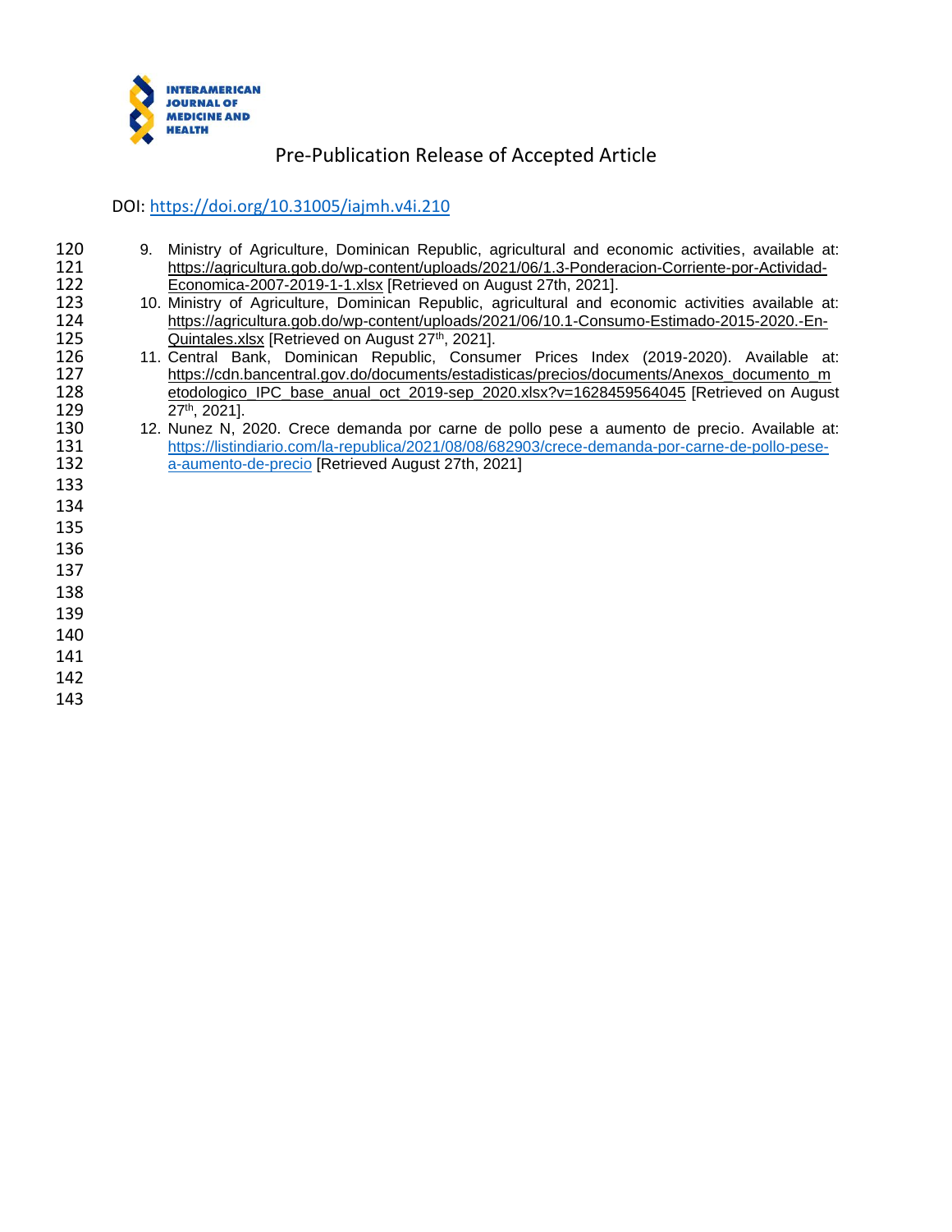9. Ministry of Agriculture, Dominican Republic, agricultural and economic activities, available at: https://agricultura.gob.do/wp-content/uploads/2021/06/1.3-Ponderacion-Corriente-por-Actividad-Economica-2007-2019-1-1.xlsx [Retrieved on August 27th, 2021].
10. Ministry of Agriculture, Dominican Republic, agricultural and economic activities available at: https://agricultura.gob.do/wp-content/uploads/2021/06/10.1-Consumo-Estimado-2015-2020.-En-Quintales.xlsx [Retrieved on August 27th, 2021].
11. Central Bank, Dominican Republic, Consumer Prices Index (2019-2020). Available at: https://cdn.bancentral.gov.do/documents/estadisticas/precios/documents/Anexos_documento_metodologico_IPC_base_anual_oct_2019-sep_2020.xlsx?v=1628459564045 [Retrieved on August 27th, 2021].
12. Nunez N, 2020. Crece demanda por carne de pollo pese a aumento de precio. Available at: https://listindiario.com/la-republica/2021/08/08/682903/crece-demanda-por-carne-de-pollo-pese-a-aumento-de-precio [Retrieved August 27th, 2021]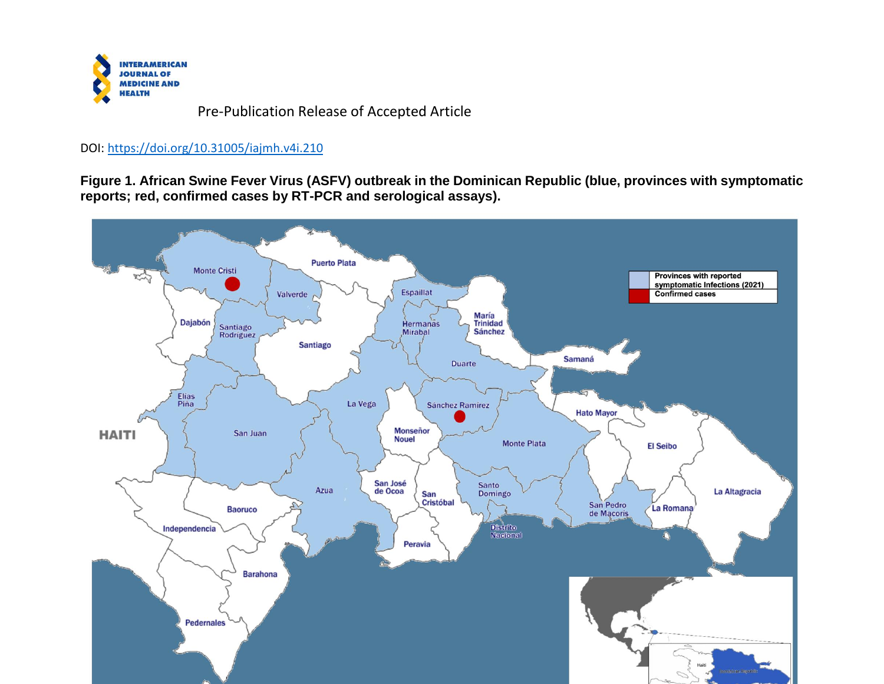Pre-Publication Release of Accepted Article

DOI: https://doi.org/10.31005/iajmh.v4i.210

**Figure 1. African Swine Fever Virus (ASFV) outbreak in the Dominican Republic (blue, provinces with symptomatic reports; red, confirmed cases by RT-PCR and serological assays).**

Provinces with reported symptomatic Infections (2021)
Confirmed cases

Monte Cristi
Puerto Plata
Valverde
Espaillat
Dajabón
Santiago Rodriguez
Hermanas Mirabal
María Trinidad Sánchez
Santiago
Samaná
Duarte
Elias Piña
La Vega
Sánchez Ramirez
Hato Mayor
HAITI
San Juan
Monseñor Nouel
Monte Plata
El Seibo
San José de Ocoa
Azua
San Cristóbal
Santo Domingo
La Altagracia
San Pedro de Macoris
La Romana
Baoruco
Independencia
Distrito Nacional
Peravia
Barahona
Pedernales
Haiti